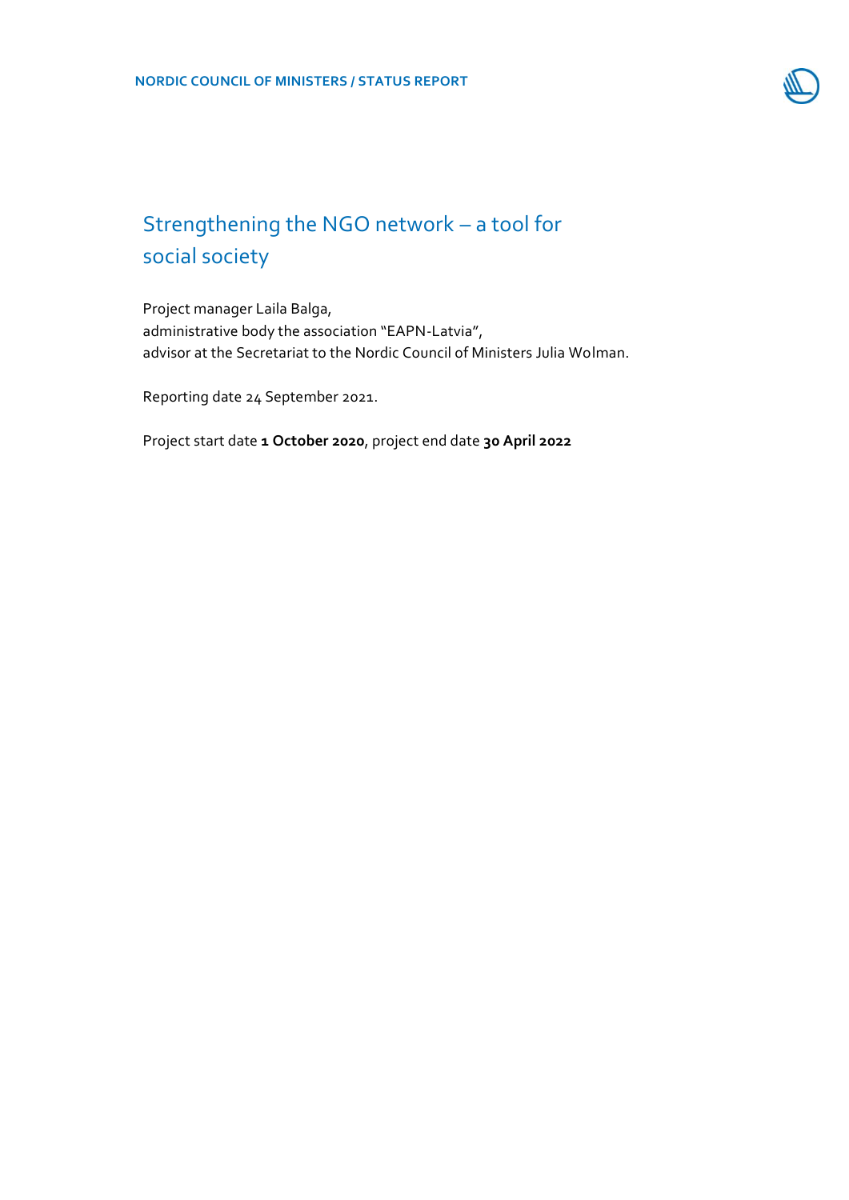NORDIC COUNCIL OF MINISTERS / STATUS REPORT

# Strengthening the NGO network – a tool for social society

Project manager Laila Balga,
administrative body the association "EAPN-Latvia",
advisor at the Secretariat to the Nordic Council of Ministers Julia Wolman.

Reporting date 24 September 2021.

Project start date **1 October 2020**, project end date **30 April 2022**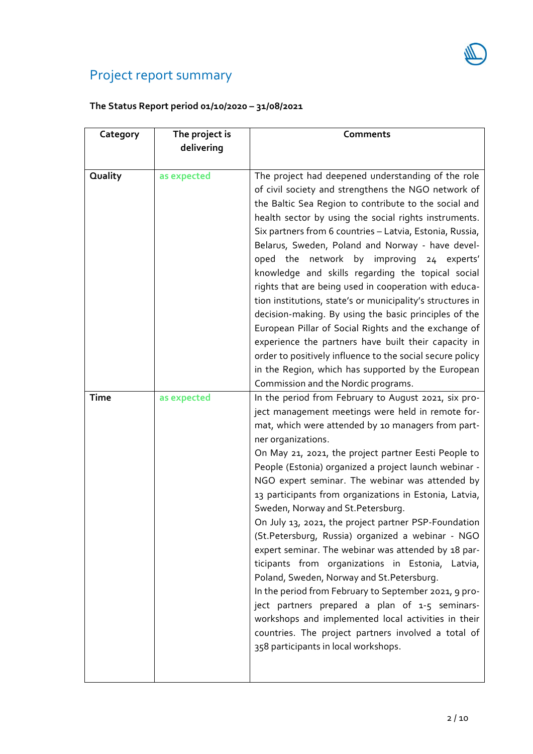# Project report summary

**The Status Report period 01/10/2020 – 31/08/2021**

| Category | The project is delivering | Comments |
|---|---|---|
| **Quality** | as expected | The project had deepened understanding of the role of civil society and strengthens the NGO network of the Baltic Sea Region to contribute to the social and health sector by using the social rights instruments. Six partners from 6 countries – Latvia, Estonia, Russia, Belarus, Sweden, Poland and Norway - have developed the network by improving 24 experts' knowledge and skills regarding the topical social rights that are being used in cooperation with education institutions, state's or municipality's structures in decision-making. By using the basic principles of the European Pillar of Social Rights and the exchange of experience the partners have built their capacity in order to positively influence to the social secure policy in the Region, which has supported by the European Commission and the Nordic programs. |
| **Time** | as expected | In the period from February to August 2021, six project management meetings were held in remote format, which were attended by 10 managers from partner organizations.<br>On May 21, 2021, the project partner Eesti People to People (Estonia) organized a project launch webinar - NGO expert seminar. The webinar was attended by 13 participants from organizations in Estonia, Latvia, Sweden, Norway and St.Petersburg.<br>On July 13, 2021, the project partner PSP-Foundation (St.Petersburg, Russia) organized a webinar - NGO expert seminar. The webinar was attended by 18 participants from organizations in Estonia, Latvia, Poland, Sweden, Norway and St.Petersburg.<br>In the period from February to September 2021, 9 project partners prepared a plan of 1-5 seminars-workshops and implemented local activities in their countries. The project partners involved a total of 358 participants in local workshops. |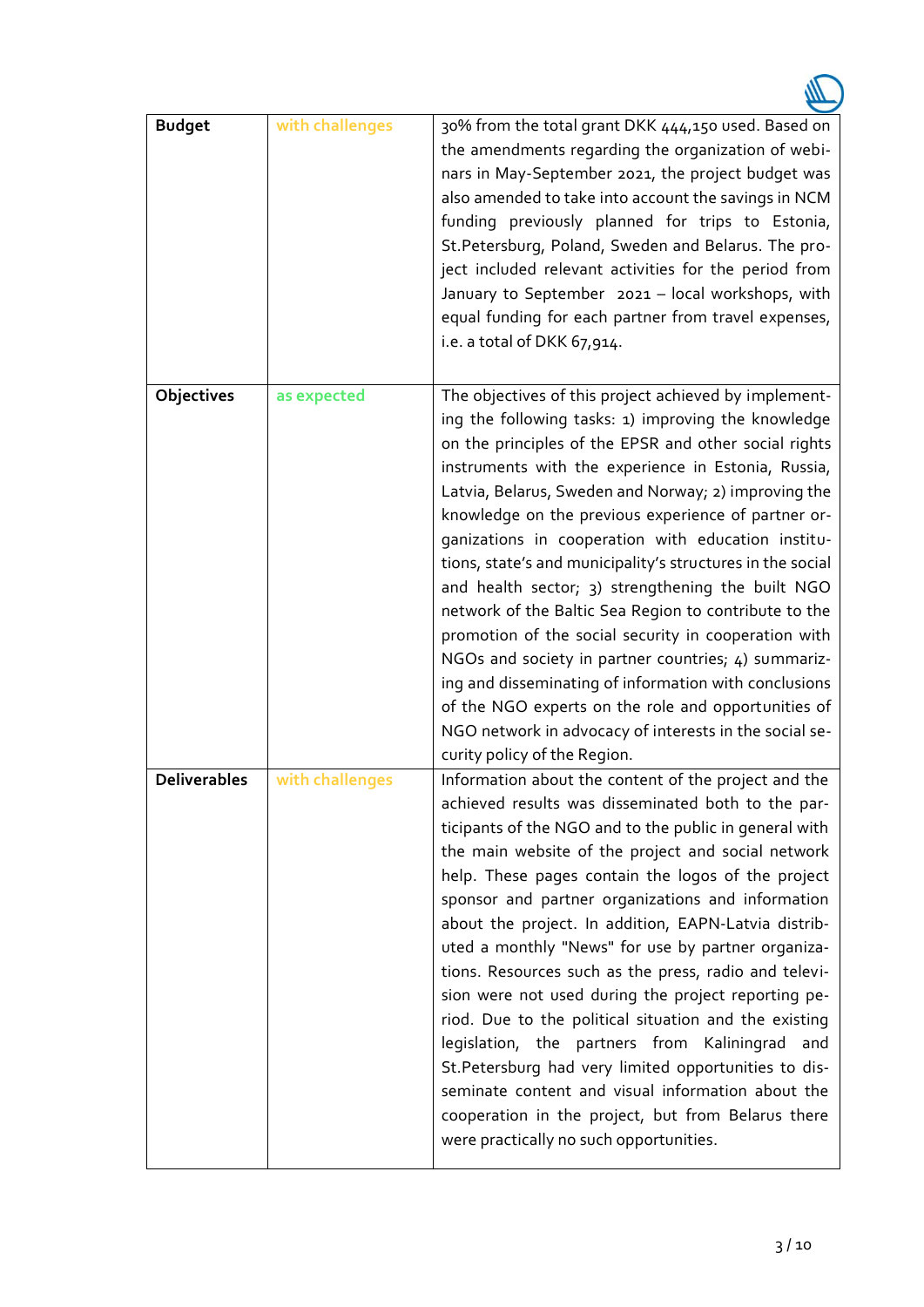| | | |
|---|---|---|
| **Budget** | with challenges | 30% from the total grant DKK 444,150 used. Based on the amendments regarding the organization of webinars in May-September 2021, the project budget was also amended to take into account the savings in NCM funding previously planned for trips to Estonia, St.Petersburg, Poland, Sweden and Belarus. The project included relevant activities for the period from January to September 2021 – local workshops, with equal funding for each partner from travel expenses, i.e. a total of DKK 67,914. |
| **Objectives** | as expected | The objectives of this project achieved by implementing the following tasks: 1) improving the knowledge on the principles of the EPSR and other social rights instruments with the experience in Estonia, Russia, Latvia, Belarus, Sweden and Norway; 2) improving the knowledge on the previous experience of partner organizations in cooperation with education institutions, state's and municipality's structures in the social and health sector; 3) strengthening the built NGO network of the Baltic Sea Region to contribute to the promotion of the social security in cooperation with NGOs and society in partner countries; 4) summarizing and disseminating of information with conclusions of the NGO experts on the role and opportunities of NGO network in advocacy of interests in the social security policy of the Region. |
| **Deliverables** | with challenges | Information about the content of the project and the achieved results was disseminated both to the participants of the NGO and to the public in general with the main website of the project and social network help. These pages contain the logos of the project sponsor and partner organizations and information about the project. In addition, EAPN-Latvia distributed a monthly "News" for use by partner organizations. Resources such as the press, radio and television were not used during the project reporting period. Due to the political situation and the existing legislation, the partners from Kaliningrad and St.Petersburg had very limited opportunities to disseminate content and visual information about the cooperation in the project, but from Belarus there were practically no such opportunities. |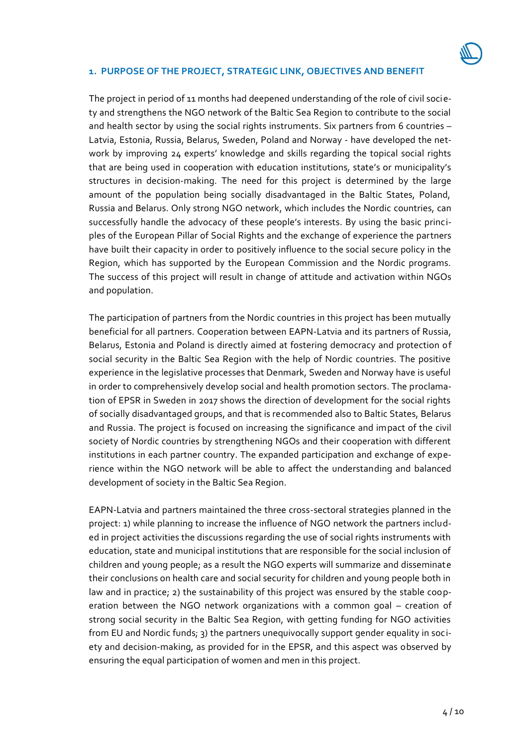## 1. PURPOSE OF THE PROJECT, STRATEGIC LINK, OBJECTIVES AND BENEFIT

The project in period of 11 months had deepened understanding of the role of civil society and strengthens the NGO network of the Baltic Sea Region to contribute to the social and health sector by using the social rights instruments. Six partners from 6 countries – Latvia, Estonia, Russia, Belarus, Sweden, Poland and Norway - have developed the network by improving 24 experts' knowledge and skills regarding the topical social rights that are being used in cooperation with education institutions, state's or municipality's structures in decision-making. The need for this project is determined by the large amount of the population being socially disadvantaged in the Baltic States, Poland, Russia and Belarus. Only strong NGO network, which includes the Nordic countries, can successfully handle the advocacy of these people's interests. By using the basic principles of the European Pillar of Social Rights and the exchange of experience the partners have built their capacity in order to positively influence to the social secure policy in the Region, which has supported by the European Commission and the Nordic programs. The success of this project will result in change of attitude and activation within NGOs and population.

The participation of partners from the Nordic countries in this project has been mutually beneficial for all partners. Cooperation between EAPN-Latvia and its partners of Russia, Belarus, Estonia and Poland is directly aimed at fostering democracy and protection of social security in the Baltic Sea Region with the help of Nordic countries. The positive experience in the legislative processes that Denmark, Sweden and Norway have is useful in order to comprehensively develop social and health promotion sectors. The proclamation of EPSR in Sweden in 2017 shows the direction of development for the social rights of socially disadvantaged groups, and that is recommended also to Baltic States, Belarus and Russia. The project is focused on increasing the significance and impact of the civil society of Nordic countries by strengthening NGOs and their cooperation with different institutions in each partner country. The expanded participation and exchange of experience within the NGO network will be able to affect the understanding and balanced development of society in the Baltic Sea Region.

EAPN-Latvia and partners maintained the three cross-sectoral strategies planned in the project: 1) while planning to increase the influence of NGO network the partners included in project activities the discussions regarding the use of social rights instruments with education, state and municipal institutions that are responsible for the social inclusion of children and young people; as a result the NGO experts will summarize and disseminate their conclusions on health care and social security for children and young people both in law and in practice; 2) the sustainability of this project was ensured by the stable cooperation between the NGO network organizations with a common goal – creation of strong social security in the Baltic Sea Region, with getting funding for NGO activities from EU and Nordic funds; 3) the partners unequivocally support gender equality in society and decision-making, as provided for in the EPSR, and this aspect was observed by ensuring the equal participation of women and men in this project.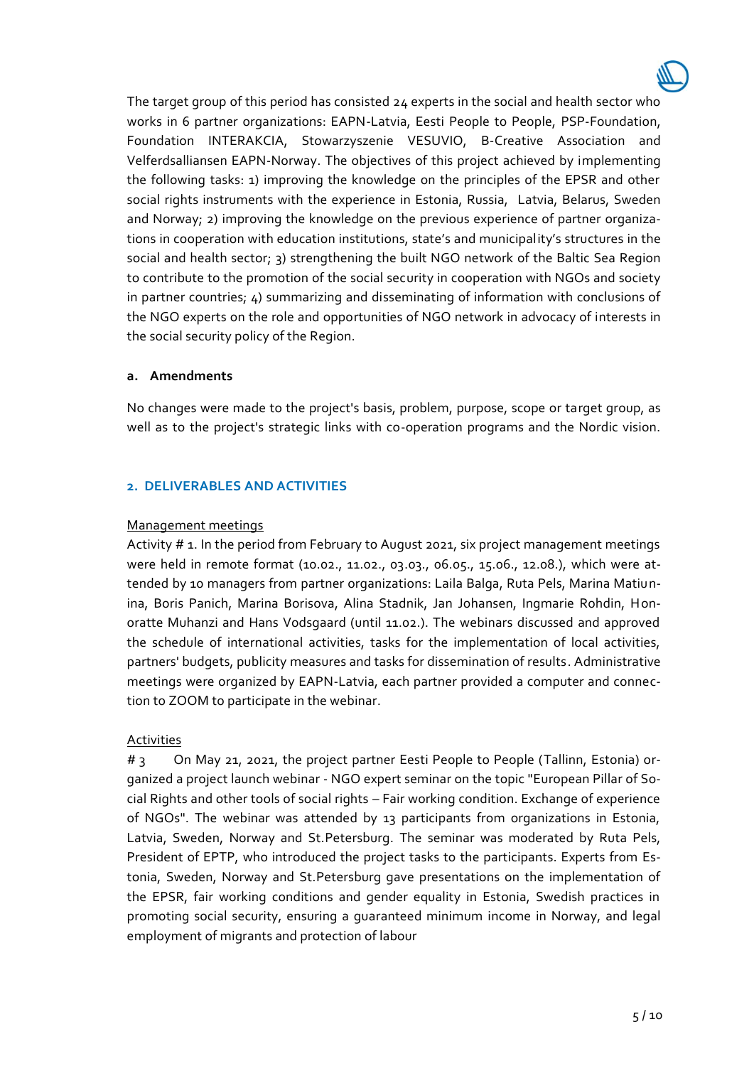The target group of this period has consisted 24 experts in the social and health sector who works in 6 partner organizations: EAPN-Latvia, Eesti People to People, PSP-Foundation, Foundation INTERAKCIA, Stowarzyszenie VESUVIO, B-Creative Association and Velferdsalliansen EAPN-Norway. The objectives of this project achieved by implementing the following tasks: 1) improving the knowledge on the principles of the EPSR and other social rights instruments with the experience in Estonia, Russia, Latvia, Belarus, Sweden and Norway; 2) improving the knowledge on the previous experience of partner organizations in cooperation with education institutions, state's and municipality's structures in the social and health sector; 3) strengthening the built NGO network of the Baltic Sea Region to contribute to the promotion of the social security in cooperation with NGOs and society in partner countries; 4) summarizing and disseminating of information with conclusions of the NGO experts on the role and opportunities of NGO network in advocacy of interests in the social security policy of the Region.

### a. Amendments

No changes were made to the project's basis, problem, purpose, scope or target group, as well as to the project's strategic links with co-operation programs and the Nordic vision.

## 2. DELIVERABLES AND ACTIVITIES

Management meetings

Activity # 1. In the period from February to August 2021, six project management meetings were held in remote format (10.02., 11.02., 03.03., 06.05., 15.06., 12.08.), which were attended by 10 managers from partner organizations: Laila Balga, Ruta Pels, Marina Matiunina, Boris Panich, Marina Borisova, Alina Stadnik, Jan Johansen, Ingmarie Rohdin, Honoratte Muhanzi and Hans Vodsgaard (until 11.02.). The webinars discussed and approved the schedule of international activities, tasks for the implementation of local activities, partners' budgets, publicity measures and tasks for dissemination of results. Administrative meetings were organized by EAPN-Latvia, each partner provided a computer and connection to ZOOM to participate in the webinar.

Activities

# 3 On May 21, 2021, the project partner Eesti People to People (Tallinn, Estonia) organized a project launch webinar - NGO expert seminar on the topic "European Pillar of Social Rights and other tools of social rights – Fair working condition. Exchange of experience of NGOs". The webinar was attended by 13 participants from organizations in Estonia, Latvia, Sweden, Norway and St.Petersburg. The seminar was moderated by Ruta Pels, President of EPTP, who introduced the project tasks to the participants. Experts from Estonia, Sweden, Norway and St.Petersburg gave presentations on the implementation of the EPSR, fair working conditions and gender equality in Estonia, Swedish practices in promoting social security, ensuring a guaranteed minimum income in Norway, and legal employment of migrants and protection of labour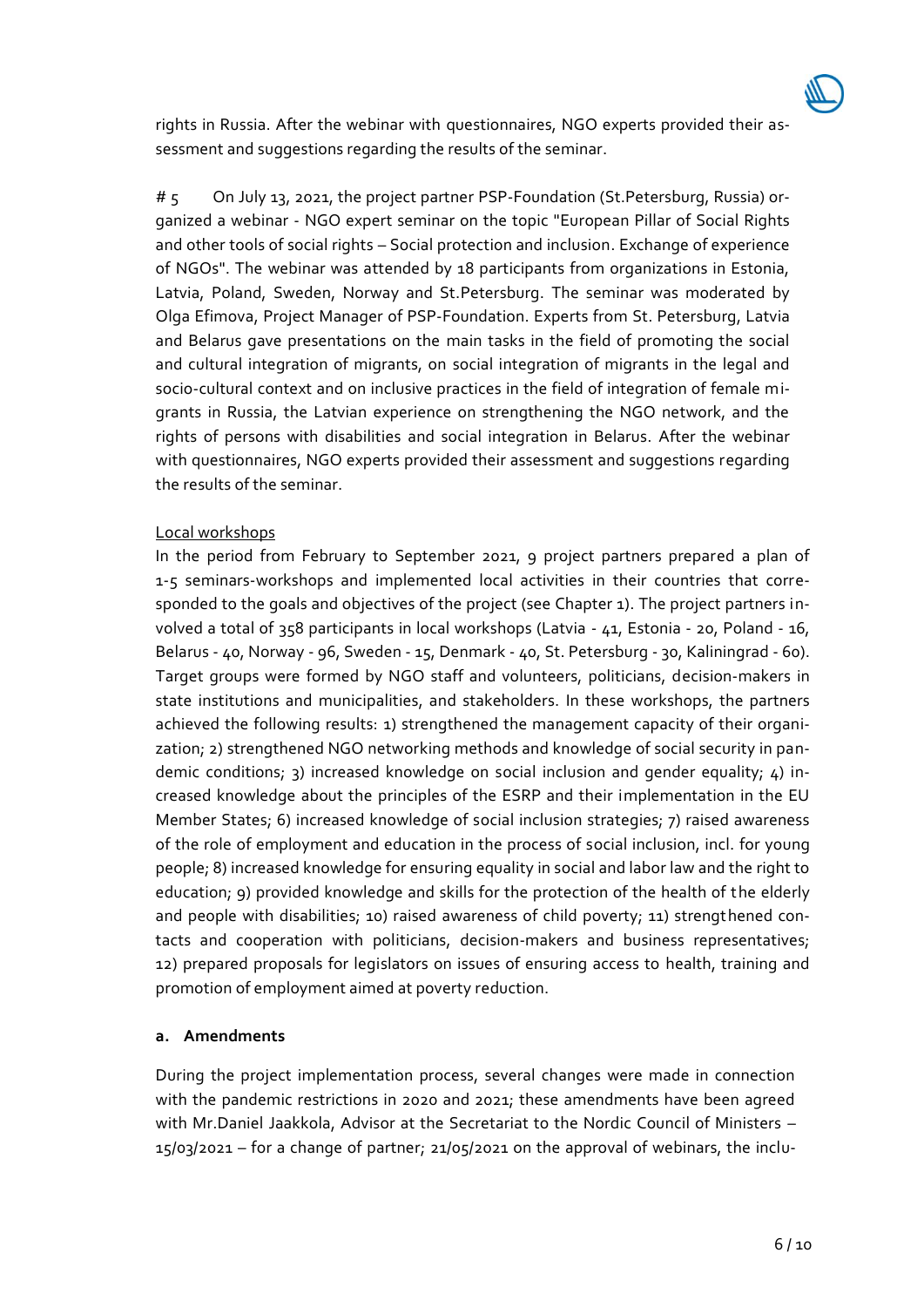rights in Russia. After the webinar with questionnaires, NGO experts provided their assessment and suggestions regarding the results of the seminar.

# 5 On July 13, 2021, the project partner PSP-Foundation (St.Petersburg, Russia) organized a webinar - NGO expert seminar on the topic "European Pillar of Social Rights and other tools of social rights – Social protection and inclusion. Exchange of experience of NGOs". The webinar was attended by 18 participants from organizations in Estonia, Latvia, Poland, Sweden, Norway and St.Petersburg. The seminar was moderated by Olga Efimova, Project Manager of PSP-Foundation. Experts from St. Petersburg, Latvia and Belarus gave presentations on the main tasks in the field of promoting the social and cultural integration of migrants, on social integration of migrants in the legal and socio-cultural context and on inclusive practices in the field of integration of female migrants in Russia, the Latvian experience on strengthening the NGO network, and the rights of persons with disabilities and social integration in Belarus. After the webinar with questionnaires, NGO experts provided their assessment and suggestions regarding the results of the seminar.

Local workshops

In the period from February to September 2021, 9 project partners prepared a plan of 1-5 seminars-workshops and implemented local activities in their countries that corresponded to the goals and objectives of the project (see Chapter 1). The project partners involved a total of 358 participants in local workshops (Latvia - 41, Estonia - 20, Poland - 16, Belarus - 40, Norway - 96, Sweden - 15, Denmark - 40, St. Petersburg - 30, Kaliningrad - 60). Target groups were formed by NGO staff and volunteers, politicians, decision-makers in state institutions and municipalities, and stakeholders. In these workshops, the partners achieved the following results: 1) strengthened the management capacity of their organization; 2) strengthened NGO networking methods and knowledge of social security in pandemic conditions; 3) increased knowledge on social inclusion and gender equality; 4) increased knowledge about the principles of the ESRP and their implementation in the EU Member States; 6) increased knowledge of social inclusion strategies; 7) raised awareness of the role of employment and education in the process of social inclusion, incl. for young people; 8) increased knowledge for ensuring equality in social and labor law and the right to education; 9) provided knowledge and skills for the protection of the health of the elderly and people with disabilities; 10) raised awareness of child poverty; 11) strengthened contacts and cooperation with politicians, decision-makers and business representatives; 12) prepared proposals for legislators on issues of ensuring access to health, training and promotion of employment aimed at poverty reduction.

### a. Amendments

During the project implementation process, several changes were made in connection with the pandemic restrictions in 2020 and 2021; these amendments have been agreed with Mr.Daniel Jaakkola, Advisor at the Secretariat to the Nordic Council of Ministers – 15/03/2021 – for a change of partner; 21/05/2021 on the approval of webinars, the inclu-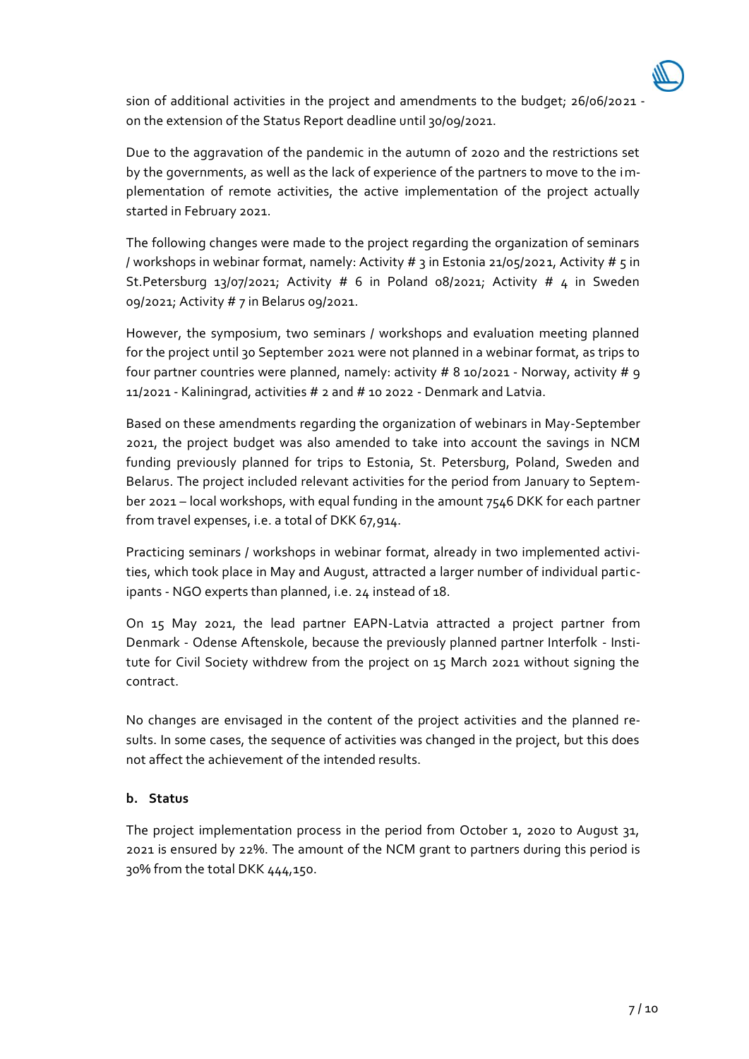sion of additional activities in the project and amendments to the budget; 26/06/2021 - on the extension of the Status Report deadline until 30/09/2021.

Due to the aggravation of the pandemic in the autumn of 2020 and the restrictions set by the governments, as well as the lack of experience of the partners to move to the implementation of remote activities, the active implementation of the project actually started in February 2021.

The following changes were made to the project regarding the organization of seminars / workshops in webinar format, namely: Activity # 3 in Estonia 21/05/2021, Activity # 5 in St.Petersburg 13/07/2021; Activity # 6 in Poland 08/2021; Activity # 4 in Sweden 09/2021; Activity # 7 in Belarus 09/2021.

However, the symposium, two seminars / workshops and evaluation meeting planned for the project until 30 September 2021 were not planned in a webinar format, as trips to four partner countries were planned, namely: activity # 8 10/2021 - Norway, activity # 9 11/2021 - Kaliningrad, activities # 2 and # 10 2022 - Denmark and Latvia.

Based on these amendments regarding the organization of webinars in May-September 2021, the project budget was also amended to take into account the savings in NCM funding previously planned for trips to Estonia, St. Petersburg, Poland, Sweden and Belarus. The project included relevant activities for the period from January to September 2021 – local workshops, with equal funding in the amount 7546 DKK for each partner from travel expenses, i.e. a total of DKK 67,914.

Practicing seminars / workshops in webinar format, already in two implemented activities, which took place in May and August, attracted a larger number of individual participants - NGO experts than planned, i.e. 24 instead of 18.

On 15 May 2021, the lead partner EAPN-Latvia attracted a project partner from Denmark - Odense Aftenskole, because the previously planned partner Interfolk - Institute for Civil Society withdrew from the project on 15 March 2021 without signing the contract.

No changes are envisaged in the content of the project activities and the planned results. In some cases, the sequence of activities was changed in the project, but this does not affect the achievement of the intended results.

**b. Status**

The project implementation process in the period from October 1, 2020 to August 31, 2021 is ensured by 22%. The amount of the NCM grant to partners during this period is 30% from the total DKK 444,150.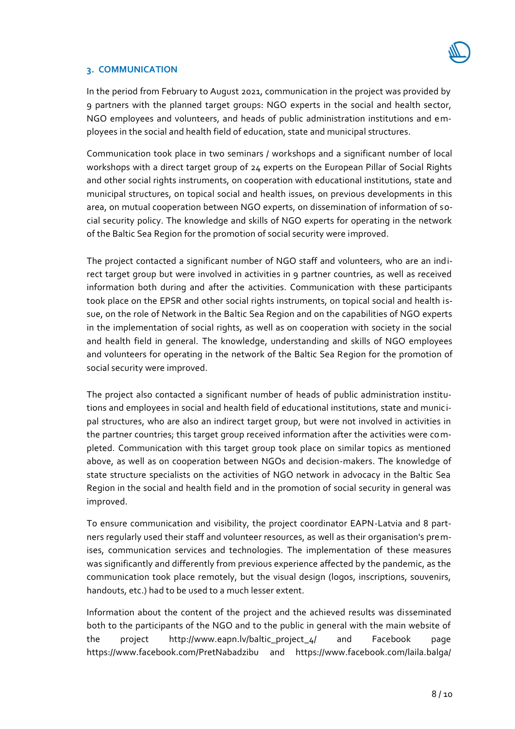## 3. COMMUNICATION

In the period from February to August 2021, communication in the project was provided by 9 partners with the planned target groups: NGO experts in the social and health sector, NGO employees and volunteers, and heads of public administration institutions and employees in the social and health field of education, state and municipal structures.

Communication took place in two seminars / workshops and a significant number of local workshops with a direct target group of 24 experts on the European Pillar of Social Rights and other social rights instruments, on cooperation with educational institutions, state and municipal structures, on topical social and health issues, on previous developments in this area, on mutual cooperation between NGO experts, on dissemination of information of social security policy. The knowledge and skills of NGO experts for operating in the network of the Baltic Sea Region for the promotion of social security were improved.

The project contacted a significant number of NGO staff and volunteers, who are an indirect target group but were involved in activities in 9 partner countries, as well as received information both during and after the activities. Communication with these participants took place on the EPSR and other social rights instruments, on topical social and health issue, on the role of Network in the Baltic Sea Region and on the capabilities of NGO experts in the implementation of social rights, as well as on cooperation with society in the social and health field in general. The knowledge, understanding and skills of NGO employees and volunteers for operating in the network of the Baltic Sea Region for the promotion of social security were improved.

The project also contacted a significant number of heads of public administration institutions and employees in social and health field of educational institutions, state and municipal structures, who are also an indirect target group, but were not involved in activities in the partner countries; this target group received information after the activities were completed. Communication with this target group took place on similar topics as mentioned above, as well as on cooperation between NGOs and decision-makers. The knowledge of state structure specialists on the activities of NGO network in advocacy in the Baltic Sea Region in the social and health field and in the promotion of social security in general was improved.

To ensure communication and visibility, the project coordinator EAPN-Latvia and 8 partners regularly used their staff and volunteer resources, as well as their organisation's premises, communication services and technologies. The implementation of these measures was significantly and differently from previous experience affected by the pandemic, as the communication took place remotely, but the visual design (logos, inscriptions, souvenirs, handouts, etc.) had to be used to a much lesser extent.

Information about the content of the project and the achieved results was disseminated both to the participants of the NGO and to the public in general with the main website of the project http://www.eapn.lv/baltic_project_4/ and Facebook page https://www.facebook.com/PretNabadzibu and https://www.facebook.com/laila.balga/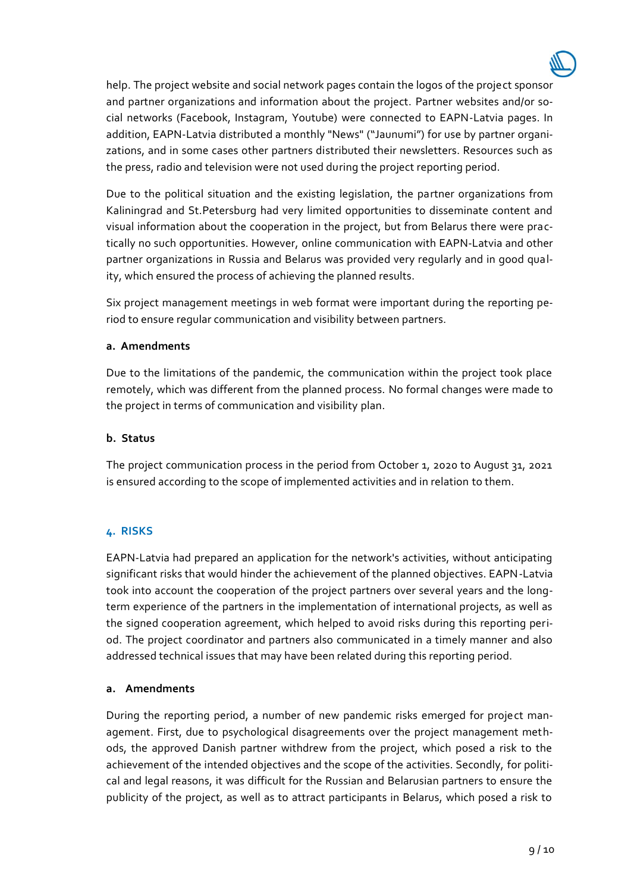help. The project website and social network pages contain the logos of the project sponsor and partner organizations and information about the project. Partner websites and/or social networks (Facebook, Instagram, Youtube) were connected to EAPN-Latvia pages. In addition, EAPN-Latvia distributed a monthly "News" ("Jaunumi") for use by partner organizations, and in some cases other partners distributed their newsletters. Resources such as the press, radio and television were not used during the project reporting period.

Due to the political situation and the existing legislation, the partner organizations from Kaliningrad and St.Petersburg had very limited opportunities to disseminate content and visual information about the cooperation in the project, but from Belarus there were practically no such opportunities. However, online communication with EAPN-Latvia and other partner organizations in Russia and Belarus was provided very regularly and in good quality, which ensured the process of achieving the planned results.

Six project management meetings in web format were important during the reporting period to ensure regular communication and visibility between partners.

#### a. Amendments

Due to the limitations of the pandemic, the communication within the project took place remotely, which was different from the planned process. No formal changes were made to the project in terms of communication and visibility plan.

#### b. Status

The project communication process in the period from October 1, 2020 to August 31, 2021 is ensured according to the scope of implemented activities and in relation to them.

## 4. RISKS

EAPN-Latvia had prepared an application for the network's activities, without anticipating significant risks that would hinder the achievement of the planned objectives. EAPN-Latvia took into account the cooperation of the project partners over several years and the long-term experience of the partners in the implementation of international projects, as well as the signed cooperation agreement, which helped to avoid risks during this reporting period. The project coordinator and partners also communicated in a timely manner and also addressed technical issues that may have been related during this reporting period.

#### a. Amendments

During the reporting period, a number of new pandemic risks emerged for project management. First, due to psychological disagreements over the project management methods, the approved Danish partner withdrew from the project, which posed a risk to the achievement of the intended objectives and the scope of the activities. Secondly, for political and legal reasons, it was difficult for the Russian and Belarusian partners to ensure the publicity of the project, as well as to attract participants in Belarus, which posed a risk to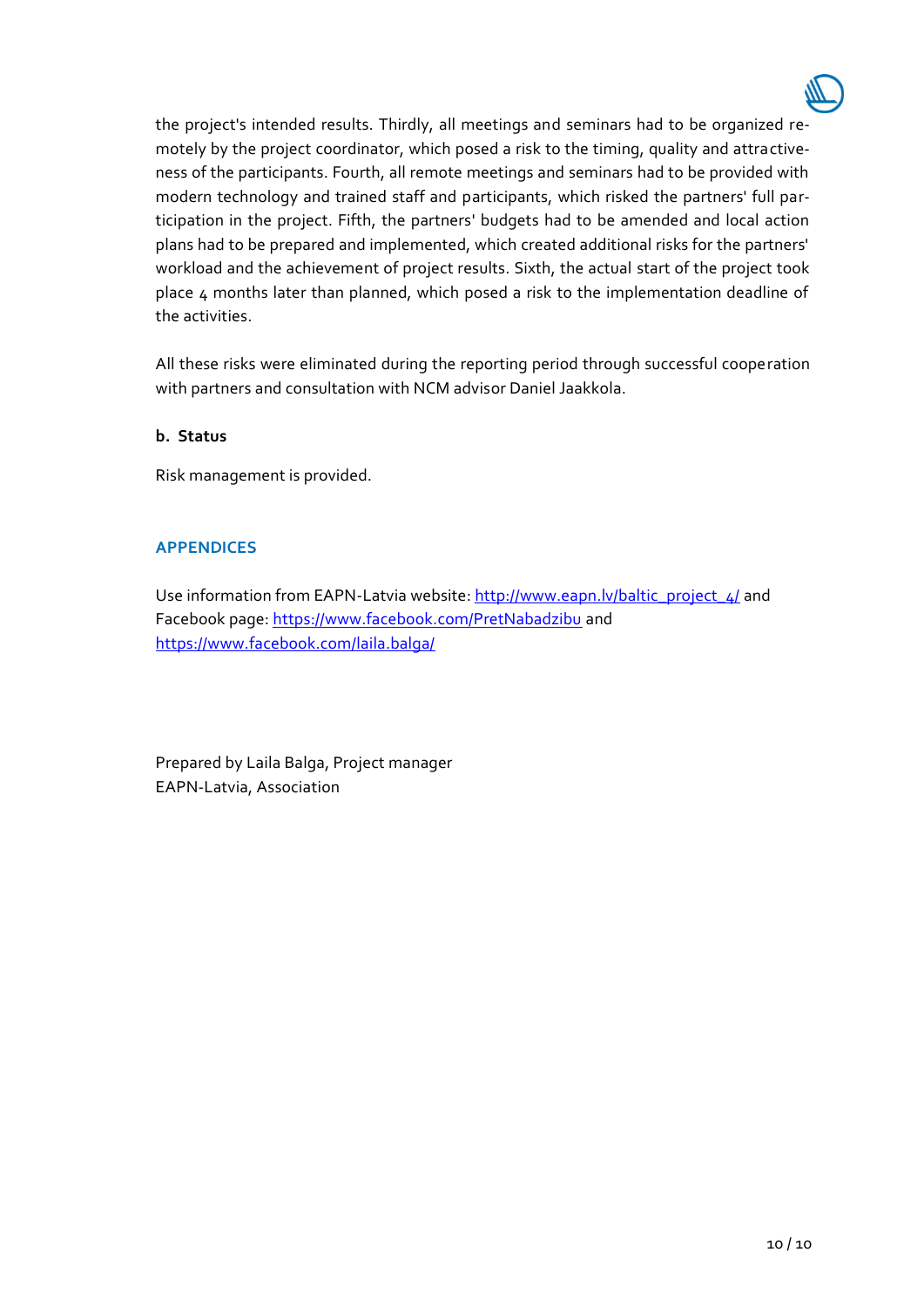the project's intended results. Thirdly, all meetings and seminars had to be organized remotely by the project coordinator, which posed a risk to the timing, quality and attractiveness of the participants. Fourth, all remote meetings and seminars had to be provided with modern technology and trained staff and participants, which risked the partners' full participation in the project. Fifth, the partners' budgets had to be amended and local action plans had to be prepared and implemented, which created additional risks for the partners' workload and the achievement of project results. Sixth, the actual start of the project took place 4 months later than planned, which posed a risk to the implementation deadline of the activities.

All these risks were eliminated during the reporting period through successful cooperation with partners and consultation with NCM advisor Daniel Jaakkola.

**b. Status**

Risk management is provided.

## APPENDICES

Use information from EAPN-Latvia website: http://www.eapn.lv/baltic_project_4/ and Facebook page: https://www.facebook.com/PretNabadzibu and https://www.facebook.com/laila.balga/

Prepared by Laila Balga, Project manager
EAPN-Latvia, Association